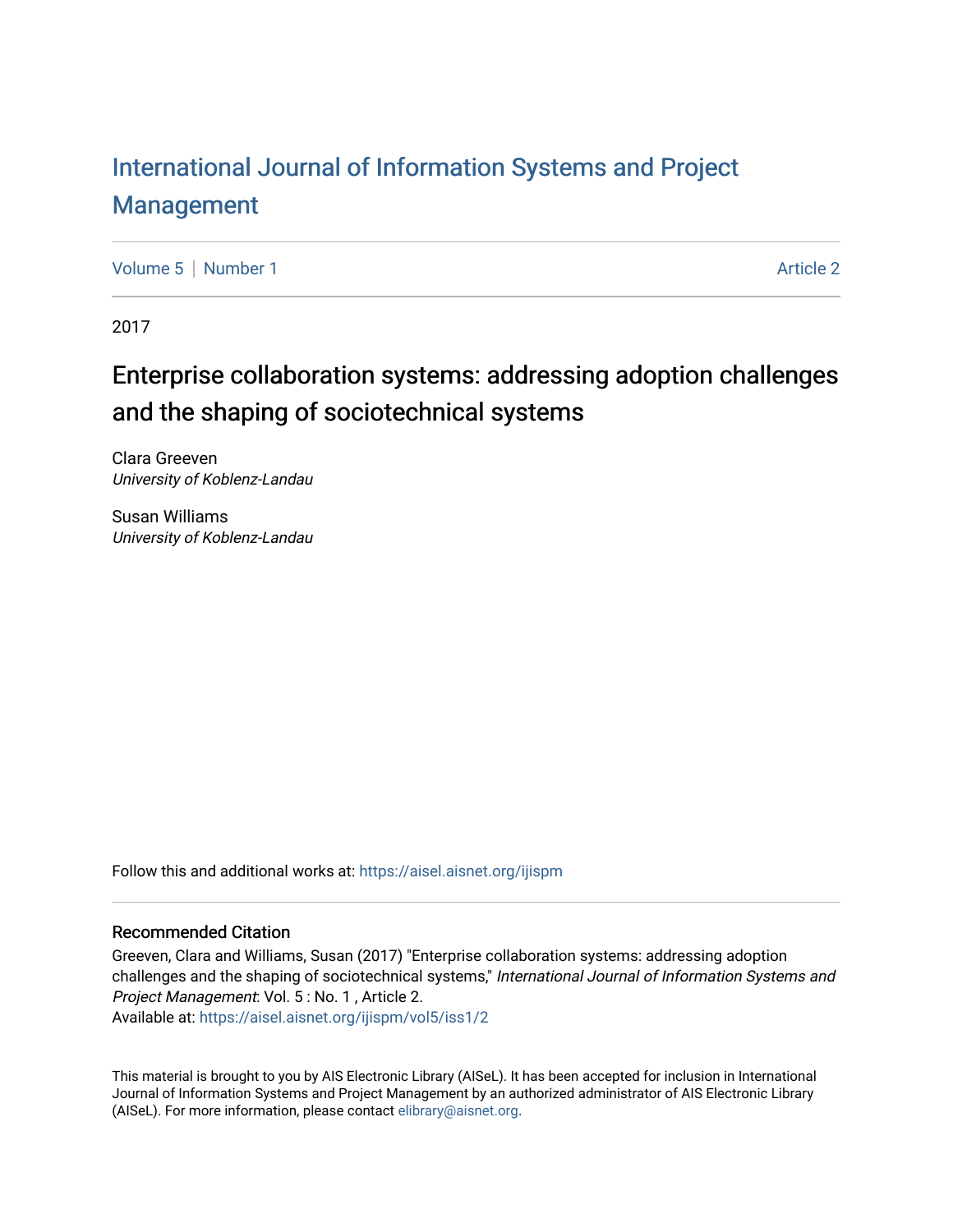# International Journal of Information Systems and Project Management

Volume 5 | Number 1 Article 2

2017

## Enterprise collaboration systems: addressing adoption challenges and the shaping of sociotechnical systems

Clara Greeven
*University of Koblenz-Landau*

Susan Williams
*University of Koblenz-Landau*

Follow this and additional works at: https://aisel.aisnet.org/ijispm

### Recommended Citation

Greeven, Clara and Williams, Susan (2017) "Enterprise collaboration systems: addressing adoption challenges and the shaping of sociotechnical systems," *International Journal of Information Systems and Project Management*: Vol. 5 : No. 1 , Article 2.
Available at: https://aisel.aisnet.org/ijispm/vol5/iss1/2

This material is brought to you by AIS Electronic Library (AISeL). It has been accepted for inclusion in International Journal of Information Systems and Project Management by an authorized administrator of AIS Electronic Library (AISeL). For more information, please contact elibrary@aisnet.org.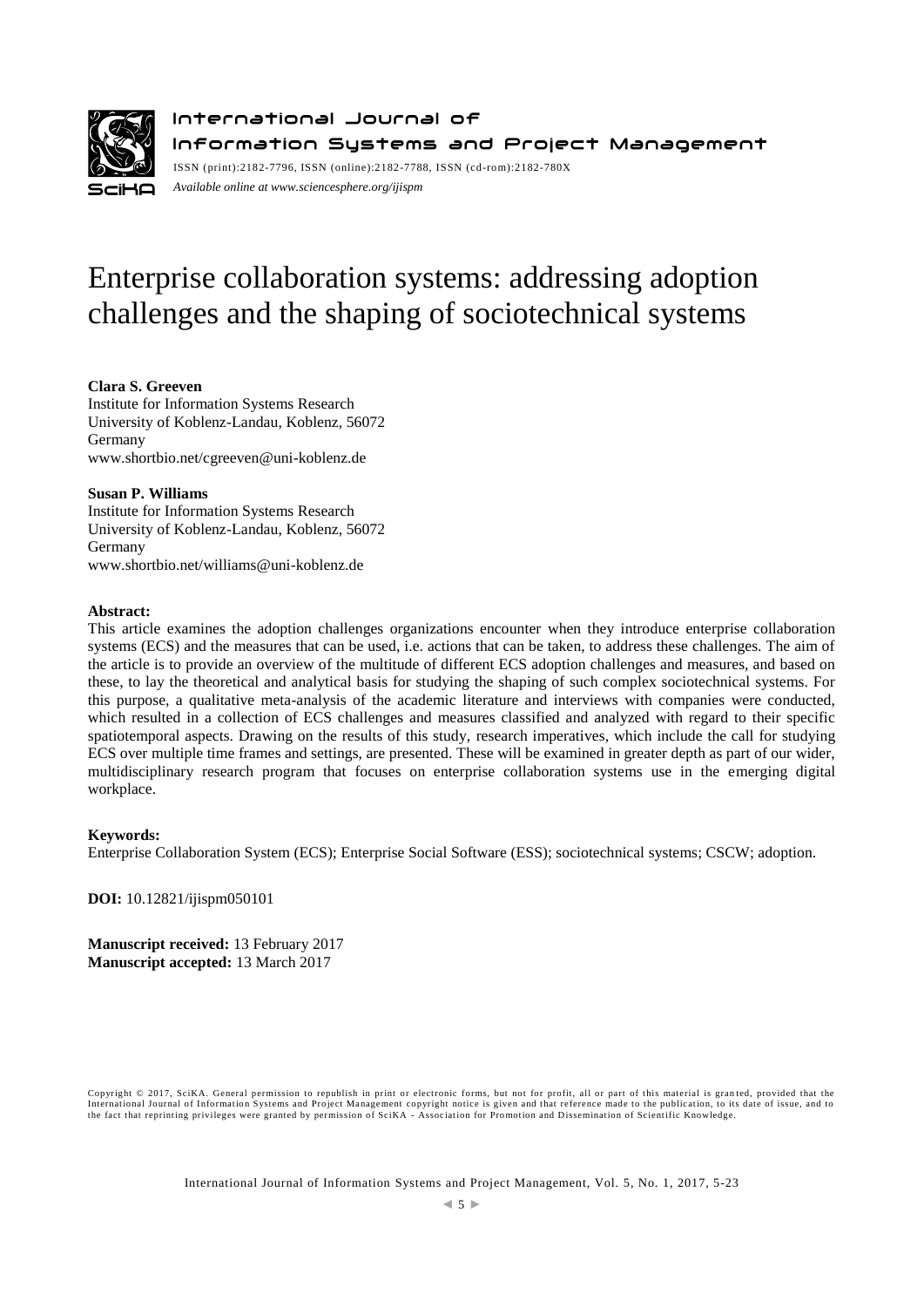International Journal of
Information Systems and Project Management

ISSN (print):2182-7796, ISSN (online):2182-7788, ISSN (cd-rom):2182-780X

*Available online at www.sciencesphere.org/ijispm*

# Enterprise collaboration systems: addressing adoption challenges and the shaping of sociotechnical systems

**Clara S. Greeven**
Institute for Information Systems Research
University of Koblenz-Landau, Koblenz, 56072
Germany
www.shortbio.net/cgreeven@uni-koblenz.de

**Susan P. Williams**
Institute for Information Systems Research
University of Koblenz-Landau, Koblenz, 56072
Germany
www.shortbio.net/williams@uni-koblenz.de

**Abstract:**

This article examines the adoption challenges organizations encounter when they introduce enterprise collaboration systems (ECS) and the measures that can be used, i.e. actions that can be taken, to address these challenges. The aim of the article is to provide an overview of the multitude of different ECS adoption challenges and measures, and based on these, to lay the theoretical and analytical basis for studying the shaping of such complex sociotechnical systems. For this purpose, a qualitative meta-analysis of the academic literature and interviews with companies were conducted, which resulted in a collection of ECS challenges and measures classified and analyzed with regard to their specific spatiotemporal aspects. Drawing on the results of this study, research imperatives, which include the call for studying ECS over multiple time frames and settings, are presented. These will be examined in greater depth as part of our wider, multidisciplinary research program that focuses on enterprise collaboration systems use in the emerging digital workplace.

**Keywords:**

Enterprise Collaboration System (ECS); Enterprise Social Software (ESS); sociotechnical systems; CSCW; adoption.

**DOI:** 10.12821/ijispm050101

**Manuscript received:** 13 February 2017
**Manuscript accepted:** 13 March 2017

Copyright © 2017, SciKA. General permission to republish in print or electronic forms, but not for profit, all or part of this material is granted, provided that the International Journal of Information Systems and Project Management copyright notice is given and that reference made to the publication, to its date of issue, and to the fact that reprinting privileges were granted by permission of SciKA - Association for Promotion and Dissemination of Scientific Knowledge.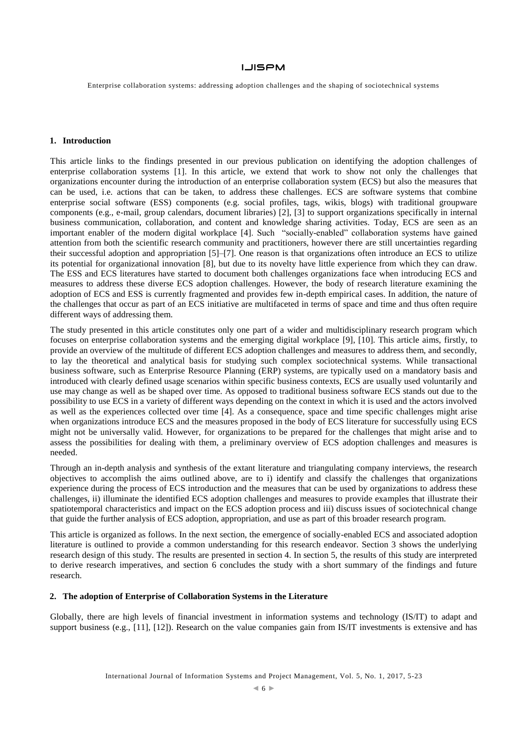## 1. Introduction

This article links to the findings presented in our previous publication on identifying the adoption challenges of enterprise collaboration systems [1]. In this article, we extend that work to show not only the challenges that organizations encounter during the introduction of an enterprise collaboration system (ECS) but also the measures that can be used, i.e. actions that can be taken, to address these challenges. ECS are software systems that combine enterprise social software (ESS) components (e.g. social profiles, tags, wikis, blogs) with traditional groupware components (e.g., e-mail, group calendars, document libraries) [2], [3] to support organizations specifically in internal business communication, collaboration, and content and knowledge sharing activities. Today, ECS are seen as an important enabler of the modern digital workplace [4]. Such "socially-enabled" collaboration systems have gained attention from both the scientific research community and practitioners, however there are still uncertainties regarding their successful adoption and appropriation [5]–[7]. One reason is that organizations often introduce an ECS to utilize its potential for organizational innovation [8], but due to its novelty have little experience from which they can draw. The ESS and ECS literatures have started to document both challenges organizations face when introducing ECS and measures to address these diverse ECS adoption challenges. However, the body of research literature examining the adoption of ECS and ESS is currently fragmented and provides few in-depth empirical cases. In addition, the nature of the challenges that occur as part of an ECS initiative are multifaceted in terms of space and time and thus often require different ways of addressing them.

The study presented in this article constitutes only one part of a wider and multidisciplinary research program which focuses on enterprise collaboration systems and the emerging digital workplace [9], [10]. This article aims, firstly, to provide an overview of the multitude of different ECS adoption challenges and measures to address them, and secondly, to lay the theoretical and analytical basis for studying such complex sociotechnical systems. While transactional business software, such as Enterprise Resource Planning (ERP) systems, are typically used on a mandatory basis and introduced with clearly defined usage scenarios within specific business contexts, ECS are usually used voluntarily and use may change as well as be shaped over time. As opposed to traditional business software ECS stands out due to the possibility to use ECS in a variety of different ways depending on the context in which it is used and the actors involved as well as the experiences collected over time [4]. As a consequence, space and time specific challenges might arise when organizations introduce ECS and the measures proposed in the body of ECS literature for successfully using ECS might not be universally valid. However, for organizations to be prepared for the challenges that might arise and to assess the possibilities for dealing with them, a preliminary overview of ECS adoption challenges and measures is needed.

Through an in-depth analysis and synthesis of the extant literature and triangulating company interviews, the research objectives to accomplish the aims outlined above, are to i) identify and classify the challenges that organizations experience during the process of ECS introduction and the measures that can be used by organizations to address these challenges, ii) illuminate the identified ECS adoption challenges and measures to provide examples that illustrate their spatiotemporal characteristics and impact on the ECS adoption process and iii) discuss issues of sociotechnical change that guide the further analysis of ECS adoption, appropriation, and use as part of this broader research program.

This article is organized as follows. In the next section, the emergence of socially-enabled ECS and associated adoption literature is outlined to provide a common understanding for this research endeavor. Section 3 shows the underlying research design of this study. The results are presented in section 4. In section 5, the results of this study are interpreted to derive research imperatives, and section 6 concludes the study with a short summary of the findings and future research.

## 2. The adoption of Enterprise of Collaboration Systems in the Literature

Globally, there are high levels of financial investment in information systems and technology (IS/IT) to adapt and support business (e.g., [11], [12]). Research on the value companies gain from IS/IT investments is extensive and has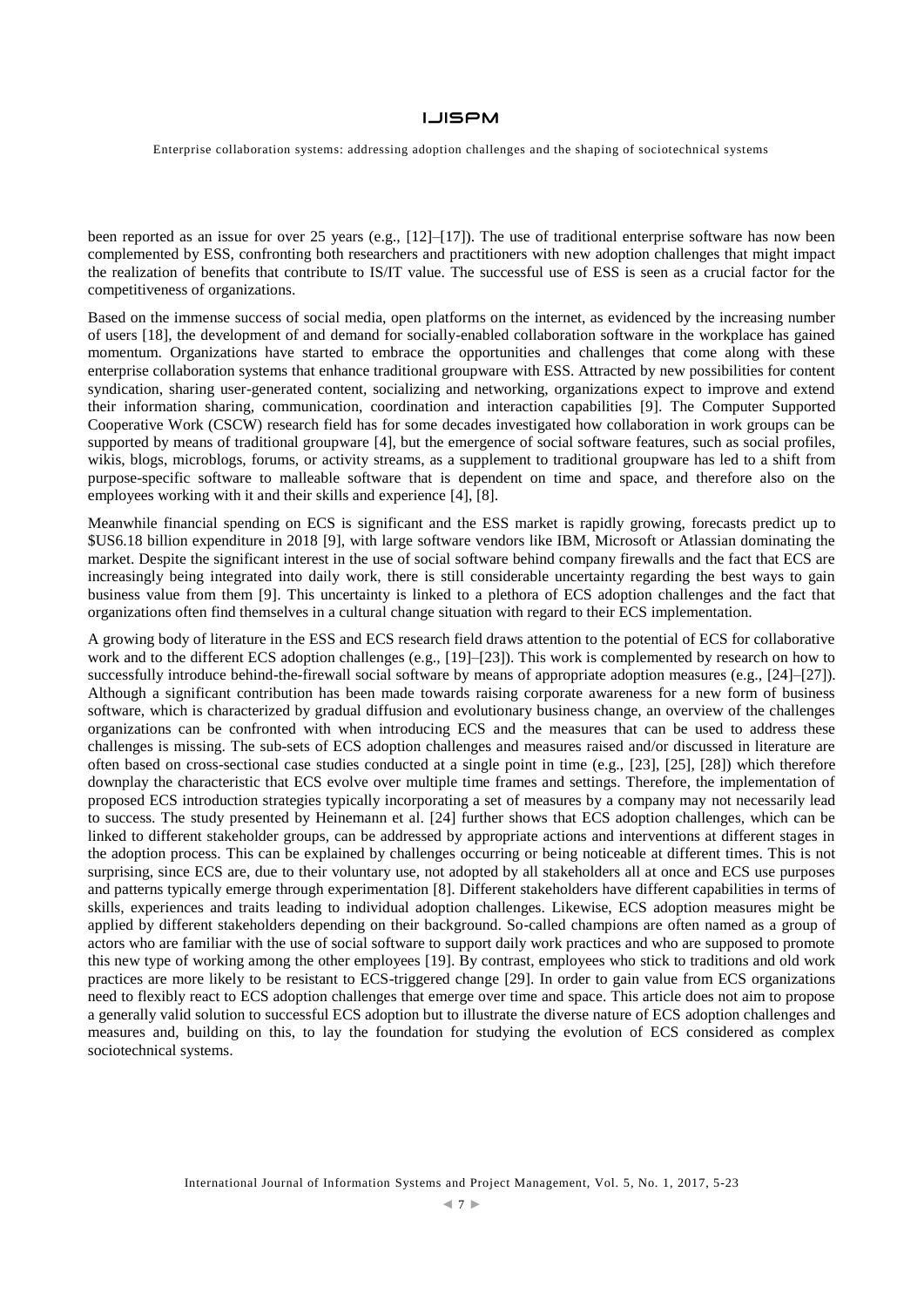been reported as an issue for over 25 years (e.g., [12]–[17]). The use of traditional enterprise software has now been complemented by ESS, confronting both researchers and practitioners with new adoption challenges that might impact the realization of benefits that contribute to IS/IT value. The successful use of ESS is seen as a crucial factor for the competitiveness of organizations.

Based on the immense success of social media, open platforms on the internet, as evidenced by the increasing number of users [18], the development of and demand for socially-enabled collaboration software in the workplace has gained momentum. Organizations have started to embrace the opportunities and challenges that come along with these enterprise collaboration systems that enhance traditional groupware with ESS. Attracted by new possibilities for content syndication, sharing user-generated content, socializing and networking, organizations expect to improve and extend their information sharing, communication, coordination and interaction capabilities [9]. The Computer Supported Cooperative Work (CSCW) research field has for some decades investigated how collaboration in work groups can be supported by means of traditional groupware [4], but the emergence of social software features, such as social profiles, wikis, blogs, microblogs, forums, or activity streams, as a supplement to traditional groupware has led to a shift from purpose-specific software to malleable software that is dependent on time and space, and therefore also on the employees working with it and their skills and experience [4], [8].

Meanwhile financial spending on ECS is significant and the ESS market is rapidly growing, forecasts predict up to $US6.18 billion expenditure in 2018 [9], with large software vendors like IBM, Microsoft or Atlassian dominating the market. Despite the significant interest in the use of social software behind company firewalls and the fact that ECS are increasingly being integrated into daily work, there is still considerable uncertainty regarding the best ways to gain business value from them [9]. This uncertainty is linked to a plethora of ECS adoption challenges and the fact that organizations often find themselves in a cultural change situation with regard to their ECS implementation.

A growing body of literature in the ESS and ECS research field draws attention to the potential of ECS for collaborative work and to the different ECS adoption challenges (e.g., [19]–[23]). This work is complemented by research on how to successfully introduce behind-the-firewall social software by means of appropriate adoption measures (e.g., [24]–[27]). Although a significant contribution has been made towards raising corporate awareness for a new form of business software, which is characterized by gradual diffusion and evolutionary business change, an overview of the challenges organizations can be confronted with when introducing ECS and the measures that can be used to address these challenges is missing. The sub-sets of ECS adoption challenges and measures raised and/or discussed in literature are often based on cross-sectional case studies conducted at a single point in time (e.g., [23], [25], [28]) which therefore downplay the characteristic that ECS evolve over multiple time frames and settings. Therefore, the implementation of proposed ECS introduction strategies typically incorporating a set of measures by a company may not necessarily lead to success. The study presented by Heinemann et al. [24] further shows that ECS adoption challenges, which can be linked to different stakeholder groups, can be addressed by appropriate actions and interventions at different stages in the adoption process. This can be explained by challenges occurring or being noticeable at different times. This is not surprising, since ECS are, due to their voluntary use, not adopted by all stakeholders all at once and ECS use purposes and patterns typically emerge through experimentation [8]. Different stakeholders have different capabilities in terms of skills, experiences and traits leading to individual adoption challenges. Likewise, ECS adoption measures might be applied by different stakeholders depending on their background. So-called champions are often named as a group of actors who are familiar with the use of social software to support daily work practices and who are supposed to promote this new type of working among the other employees [19]. By contrast, employees who stick to traditions and old work practices are more likely to be resistant to ECS-triggered change [29]. In order to gain value from ECS organizations need to flexibly react to ECS adoption challenges that emerge over time and space. This article does not aim to propose a generally valid solution to successful ECS adoption but to illustrate the diverse nature of ECS adoption challenges and measures and, building on this, to lay the foundation for studying the evolution of ECS considered as complex sociotechnical systems.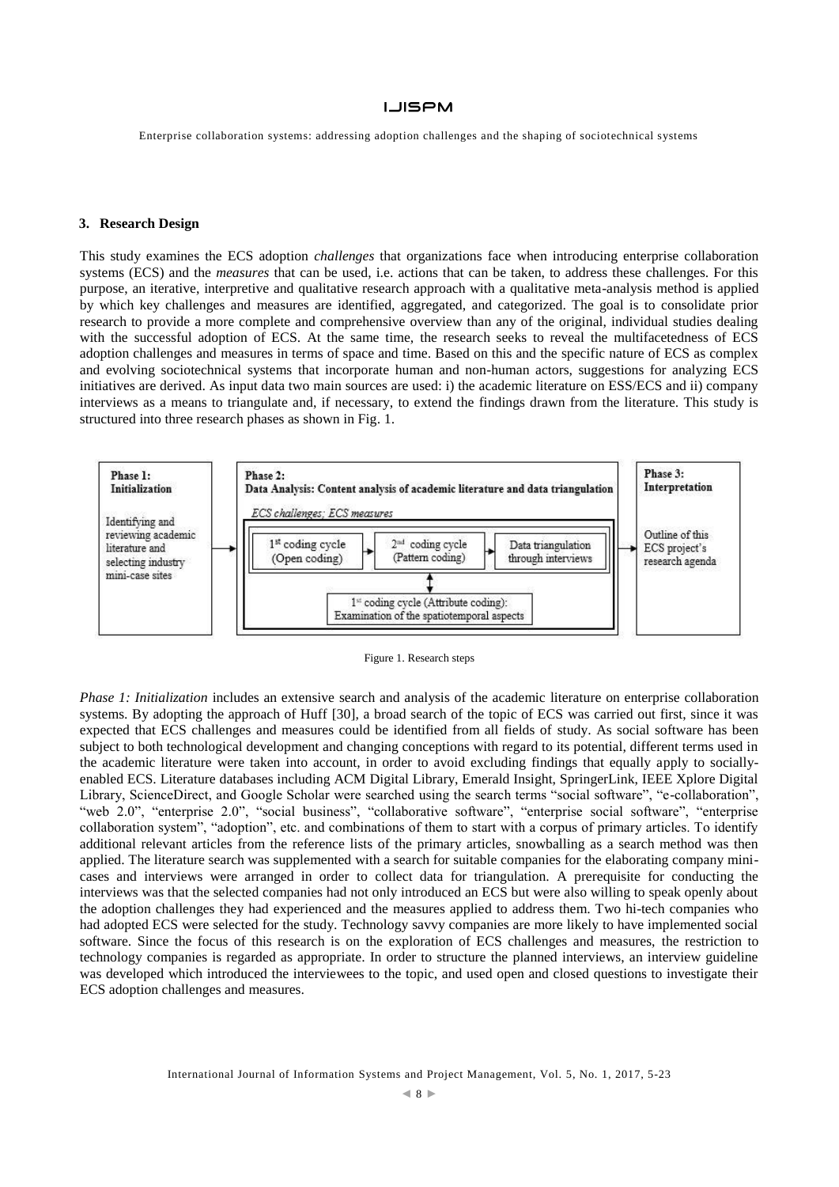### 3. Research Design

This study examines the ECS adoption *challenges* that organizations face when introducing enterprise collaboration systems (ECS) and the *measures* that can be used, i.e. actions that can be taken, to address these challenges. For this purpose, an iterative, interpretive and qualitative research approach with a qualitative meta-analysis method is applied by which key challenges and measures are identified, aggregated, and categorized. The goal is to consolidate prior research to provide a more complete and comprehensive overview than any of the original, individual studies dealing with the successful adoption of ECS. At the same time, the research seeks to reveal the multifacetedness of ECS adoption challenges and measures in terms of space and time. Based on this and the specific nature of ECS as complex and evolving sociotechnical systems that incorporate human and non-human actors, suggestions for analyzing ECS initiatives are derived. As input data two main sources are used: i) the academic literature on ESS/ECS and ii) company interviews as a means to triangulate and, if necessary, to extend the findings drawn from the literature. This study is structured into three research phases as shown in Fig. 1.

**Phase 1: Initialization**
Identifying and reviewing academic literature and selecting industry mini-case sites

**Phase 2: Data Analysis: Content analysis of academic literature and data triangulation**
*ECS challenges; ECS measures*
1st coding cycle (Open coding) → 2nd coding cycle (Pattern coding) → Data triangulation through interviews
1st coding cycle (Attribute coding): Examination of the spatiotemporal aspects

**Phase 3: Interpretation**
Outline of this ECS project's research agenda

Figure 1. Research steps

*Phase 1: Initialization* includes an extensive search and analysis of the academic literature on enterprise collaboration systems. By adopting the approach of Huff [30], a broad search of the topic of ECS was carried out first, since it was expected that ECS challenges and measures could be identified from all fields of study. As social software has been subject to both technological development and changing conceptions with regard to its potential, different terms used in the academic literature were taken into account, in order to avoid excluding findings that equally apply to socially-enabled ECS. Literature databases including ACM Digital Library, Emerald Insight, SpringerLink, IEEE Xplore Digital Library, ScienceDirect, and Google Scholar were searched using the search terms "social software", "e-collaboration", "web 2.0", "enterprise 2.0", "social business", "collaborative software", "enterprise social software", "enterprise collaboration system", "adoption", etc. and combinations of them to start with a corpus of primary articles. To identify additional relevant articles from the reference lists of the primary articles, snowballing as a search method was then applied. The literature search was supplemented with a search for suitable companies for the elaborating company mini-cases and interviews were arranged in order to collect data for triangulation. A prerequisite for conducting the interviews was that the selected companies had not only introduced an ECS but were also willing to speak openly about the adoption challenges they had experienced and the measures applied to address them. Two hi-tech companies who had adopted ECS were selected for the study. Technology savvy companies are more likely to have implemented social software. Since the focus of this research is on the exploration of ECS challenges and measures, the restriction to technology companies is regarded as appropriate. In order to structure the planned interviews, an interview guideline was developed which introduced the interviewees to the topic, and used open and closed questions to investigate their ECS adoption challenges and measures.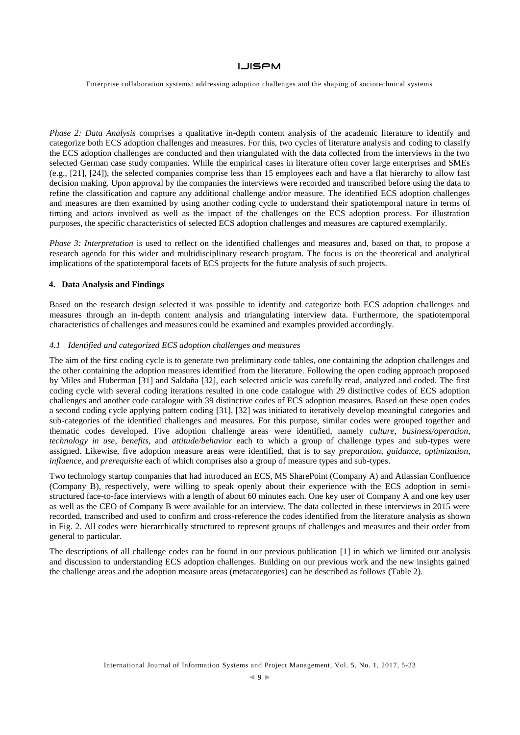*Phase 2: Data Analysis* comprises a qualitative in-depth content analysis of the academic literature to identify and categorize both ECS adoption challenges and measures. For this, two cycles of literature analysis and coding to classify the ECS adoption challenges are conducted and then triangulated with the data collected from the interviews in the two selected German case study companies. While the empirical cases in literature often cover large enterprises and SMEs (e.g., [21], [24]), the selected companies comprise less than 15 employees each and have a flat hierarchy to allow fast decision making. Upon approval by the companies the interviews were recorded and transcribed before using the data to refine the classification and capture any additional challenge and/or measure. The identified ECS adoption challenges and measures are then examined by using another coding cycle to understand their spatiotemporal nature in terms of timing and actors involved as well as the impact of the challenges on the ECS adoption process. For illustration purposes, the specific characteristics of selected ECS adoption challenges and measures are captured exemplarily.

*Phase 3: Interpretation* is used to reflect on the identified challenges and measures and, based on that, to propose a research agenda for this wider and multidisciplinary research program. The focus is on the theoretical and analytical implications of the spatiotemporal facets of ECS projects for the future analysis of such projects.

## 4. Data Analysis and Findings

Based on the research design selected it was possible to identify and categorize both ECS adoption challenges and measures through an in-depth content analysis and triangulating interview data. Furthermore, the spatiotemporal characteristics of challenges and measures could be examined and examples provided accordingly.

### *4.1 Identified and categorized ECS adoption challenges and measures*

The aim of the first coding cycle is to generate two preliminary code tables, one containing the adoption challenges and the other containing the adoption measures identified from the literature. Following the open coding approach proposed by Miles and Huberman [31] and Saldaña [32], each selected article was carefully read, analyzed and coded. The first coding cycle with several coding iterations resulted in one code catalogue with 29 distinctive codes of ECS adoption challenges and another code catalogue with 39 distinctive codes of ECS adoption measures. Based on these open codes a second coding cycle applying pattern coding [31], [32] was initiated to iteratively develop meaningful categories and sub-categories of the identified challenges and measures. For this purpose, similar codes were grouped together and thematic codes developed. Five adoption challenge areas were identified, namely *culture*, *business/operation*, *technology in use*, *benefits*, and *attitude/behavior* each to which a group of challenge types and sub-types were assigned. Likewise, five adoption measure areas were identified, that is to say *preparation*, *guidance*, *optimization*, *influence*, and *prerequisite* each of which comprises also a group of measure types and sub-types.

Two technology startup companies that had introduced an ECS, MS SharePoint (Company A) and Atlassian Confluence (Company B), respectively, were willing to speak openly about their experience with the ECS adoption in semi-structured face-to-face interviews with a length of about 60 minutes each. One key user of Company A and one key user as well as the CEO of Company B were available for an interview. The data collected in these interviews in 2015 were recorded, transcribed and used to confirm and cross-reference the codes identified from the literature analysis as shown in Fig. 2. All codes were hierarchically structured to represent groups of challenges and measures and their order from general to particular.

The descriptions of all challenge codes can be found in our previous publication [1] in which we limited our analysis and discussion to understanding ECS adoption challenges. Building on our previous work and the new insights gained the challenge areas and the adoption measure areas (metacategories) can be described as follows (Table 2).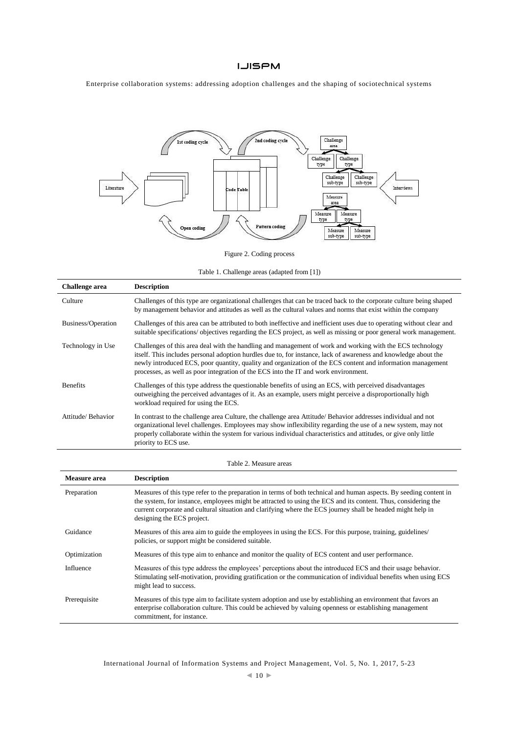Figure 2. Coding process

Table 1. Challenge areas (adapted from [1])

| Challenge area | Description |
|---|---|
| Culture | Challenges of this type are organizational challenges that can be traced back to the corporate culture being shaped by management behavior and attitudes as well as the cultural values and norms that exist within the company |
| Business/Operation | Challenges of this area can be attributed to both ineffective and inefficient uses due to operating without clear and suitable specifications/ objectives regarding the ECS project, as well as missing or poor general work management. |
| Technology in Use | Challenges of this area deal with the handling and management of work and working with the ECS technology itself. This includes personal adoption hurdles due to, for instance, lack of awareness and knowledge about the newly introduced ECS, poor quantity, quality and organization of the ECS content and information management processes, as well as poor integration of the ECS into the IT and work environment. |
| Benefits | Challenges of this type address the questionable benefits of using an ECS, with perceived disadvantages outweighing the perceived advantages of it. As an example, users might perceive a disproportionally high workload required for using the ECS. |
| Attitude/ Behavior | In contrast to the challenge area Culture, the challenge area Attitude/ Behavior addresses individual and not organizational level challenges. Employees may show inflexibility regarding the use of a new system, may not properly collaborate within the system for various individual characteristics and attitudes, or give only little priority to ECS use. |

Table 2. Measure areas

| Measure area | Description |
|---|---|
| Preparation | Measures of this type refer to the preparation in terms of both technical and human aspects. By seeding content in the system, for instance, employees might be attracted to using the ECS and its content. Thus, considering the current corporate and cultural situation and clarifying where the ECS journey shall be headed might help in designing the ECS project. |
| Guidance | Measures of this area aim to guide the employees in using the ECS. For this purpose, training, guidelines/ policies, or support might be considered suitable. |
| Optimization | Measures of this type aim to enhance and monitor the quality of ECS content and user performance. |
| Influence | Measures of this type address the employees' perceptions about the introduced ECS and their usage behavior. Stimulating self-motivation, providing gratification or the communication of individual benefits when using ECS might lead to success. |
| Prerequisite | Measures of this type aim to facilitate system adoption and use by establishing an environment that favors an enterprise collaboration culture. This could be achieved by valuing openness or establishing management commitment, for instance. |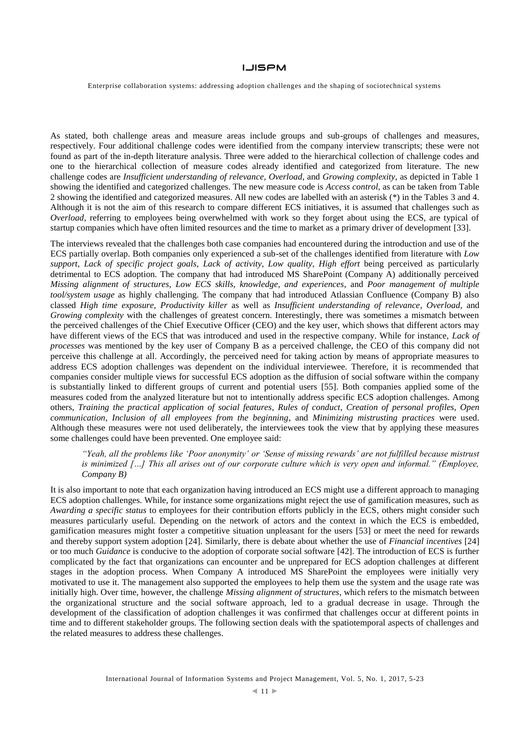As stated, both challenge areas and measure areas include groups and sub-groups of challenges and measures, respectively. Four additional challenge codes were identified from the company interview transcripts; these were not found as part of the in-depth literature analysis. Three were added to the hierarchical collection of challenge codes and one to the hierarchical collection of measure codes already identified and categorized from literature. The new challenge codes are *Insufficient understanding of relevance*, *Overload*, and *Growing complexity*, as depicted in Table 1 showing the identified and categorized challenges. The new measure code is *Access control*, as can be taken from Table 2 showing the identified and categorized measures. All new codes are labelled with an asterisk (*) in the Tables 3 and 4. Although it is not the aim of this research to compare different ECS initiatives, it is assumed that challenges such as *Overload*, referring to employees being overwhelmed with work so they forget about using the ECS, are typical of startup companies which have often limited resources and the time to market as a primary driver of development [33].

The interviews revealed that the challenges both case companies had encountered during the introduction and use of the ECS partially overlap. Both companies only experienced a sub-set of the challenges identified from literature with *Low support*, *Lack of specific project goals*, *Lack of activity*, *Low quality*, *High effort* being perceived as particularly detrimental to ECS adoption. The company that had introduced MS SharePoint (Company A) additionally perceived *Missing alignment of structures*, *Low ECS skills, knowledge, and experiences*, and *Poor management of multiple tool/system usage* as highly challenging. The company that had introduced Atlassian Confluence (Company B) also classed *High time exposure*, *Productivity killer* as well as *Insufficient understanding of relevance*, *Overload*, and *Growing complexity* with the challenges of greatest concern. Interestingly, there was sometimes a mismatch between the perceived challenges of the Chief Executive Officer (CEO) and the key user, which shows that different actors may have different views of the ECS that was introduced and used in the respective company. While for instance, *Lack of processes* was mentioned by the key user of Company B as a perceived challenge, the CEO of this company did not perceive this challenge at all. Accordingly, the perceived need for taking action by means of appropriate measures to address ECS adoption challenges was dependent on the individual interviewee. Therefore, it is recommended that companies consider multiple views for successful ECS adoption as the diffusion of social software within the company is substantially linked to different groups of current and potential users [55]. Both companies applied some of the measures coded from the analyzed literature but not to intentionally address specific ECS adoption challenges. Among others, *Training the practical application of social features*, *Rules of conduct*, *Creation of personal profiles*, *Open communication*, *Inclusion of all employees from the beginning*, and *Minimizing mistrusting practices* were used. Although these measures were not used deliberately, the interviewees took the view that by applying these measures some challenges could have been prevented. One employee said:

> *"Yeah, all the problems like 'Poor anonymity' or 'Sense of missing rewards' are not fulfilled because mistrust is minimized […] This all arises out of our corporate culture which is very open and informal." (Employee, Company B)*

It is also important to note that each organization having introduced an ECS might use a different approach to managing ECS adoption challenges. While, for instance some organizations might reject the use of gamification measures, such as *Awarding a specific status* to employees for their contribution efforts publicly in the ECS, others might consider such measures particularly useful. Depending on the network of actors and the context in which the ECS is embedded, gamification measures might foster a competitive situation unpleasant for the users [53] or meet the need for rewards and thereby support system adoption [24]. Similarly, there is debate about whether the use of *Financial incentives* [24] or too much *Guidance* is conducive to the adoption of corporate social software [42]. The introduction of ECS is further complicated by the fact that organizations can encounter and be unprepared for ECS adoption challenges at different stages in the adoption process. When Company A introduced MS SharePoint the employees were initially very motivated to use it. The management also supported the employees to help them use the system and the usage rate was initially high. Over time, however, the challenge *Missing alignment of structures*, which refers to the mismatch between the organizational structure and the social software approach, led to a gradual decrease in usage. Through the development of the classification of adoption challenges it was confirmed that challenges occur at different points in time and to different stakeholder groups. The following section deals with the spatiotemporal aspects of challenges and the related measures to address these challenges.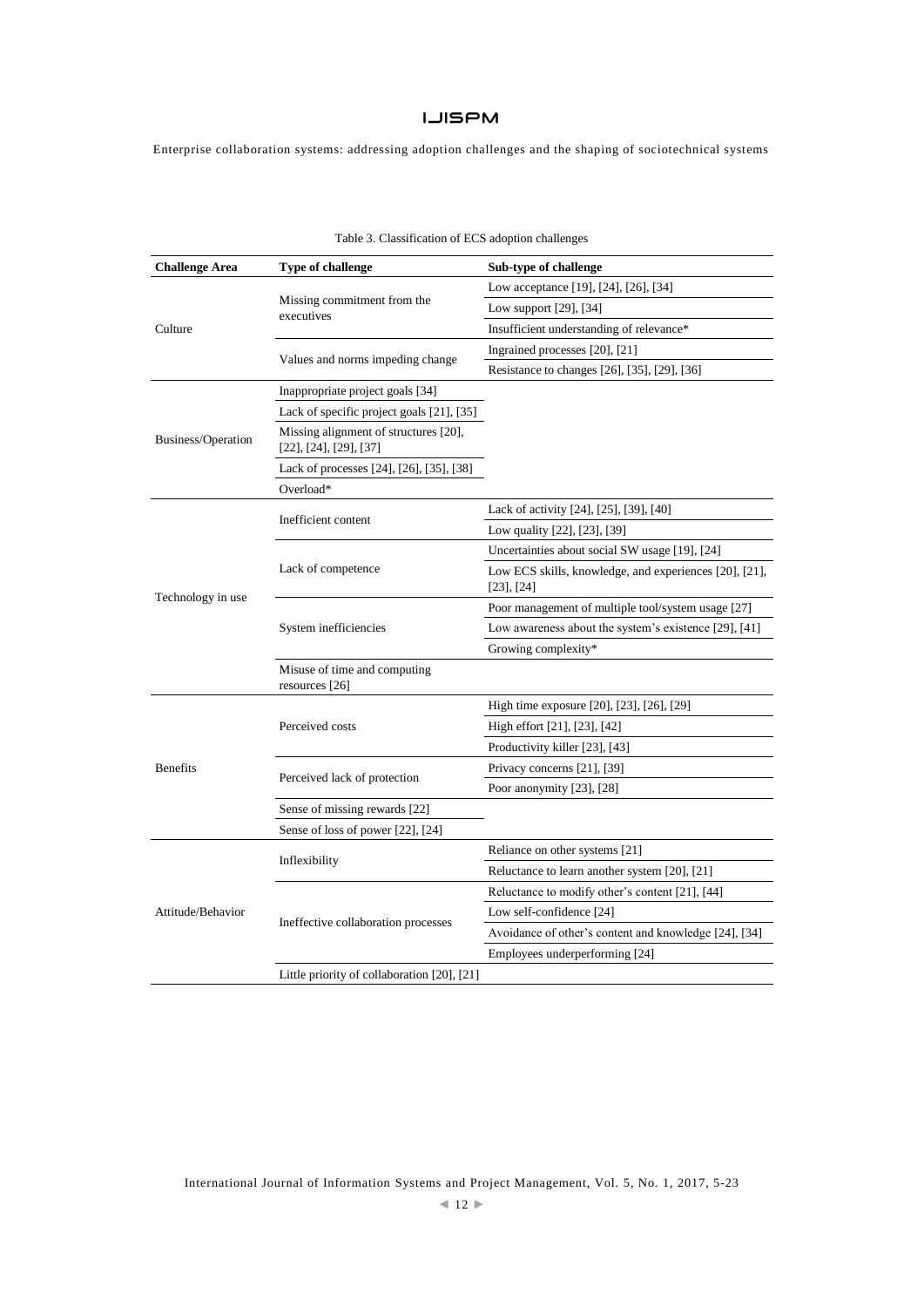Table 3. Classification of ECS adoption challenges

| Challenge Area | Type of challenge | Sub-type of challenge |
| --- | --- | --- |
| Culture | Missing commitment from the executives | Low acceptance [19], [24], [26], [34] |
| | | Low support [29], [34] |
| | | Insufficient understanding of relevance* |
| | Values and norms impeding change | Ingrained processes [20], [21] |
| | | Resistance to changes [26], [35], [29], [36] |
| Business/Operation | Inappropriate project goals [34] | |
| | Lack of specific project goals [21], [35] | |
| | Missing alignment of structures [20], [22], [24], [29], [37] | |
| | Lack of processes [24], [26], [35], [38] | |
| | Overload* | |
| Technology in use | Inefficient content | Lack of activity [24], [25], [39], [40] |
| | | Low quality [22], [23], [39] |
| | Lack of competence | Uncertainties about social SW usage [19], [24] |
| | | Low ECS skills, knowledge, and experiences [20], [21], [23], [24] |
| | System inefficiencies | Poor management of multiple tool/system usage [27] |
| | | Low awareness about the system's existence [29], [41] |
| | | Growing complexity* |
| | Misuse of time and computing resources [26] | |
| Benefits | Perceived costs | High time exposure [20], [23], [26], [29] |
| | | High effort [21], [23], [42] |
| | | Productivity killer [23], [43] |
| | Perceived lack of protection | Privacy concerns [21], [39] |
| | | Poor anonymity [23], [28] |
| | Sense of missing rewards [22] | |
| | Sense of loss of power [22], [24] | |
| Attitude/Behavior | Inflexibility | Reliance on other systems [21] |
| | | Reluctance to learn another system [20], [21] |
| | Ineffective collaboration processes | Reluctance to modify other's content [21], [44] |
| | | Low self-confidence [24] |
| | | Avoidance of other's content and knowledge [24], [34] |
| | | Employees underperforming [24] |
| | Little priority of collaboration [20], [21] | |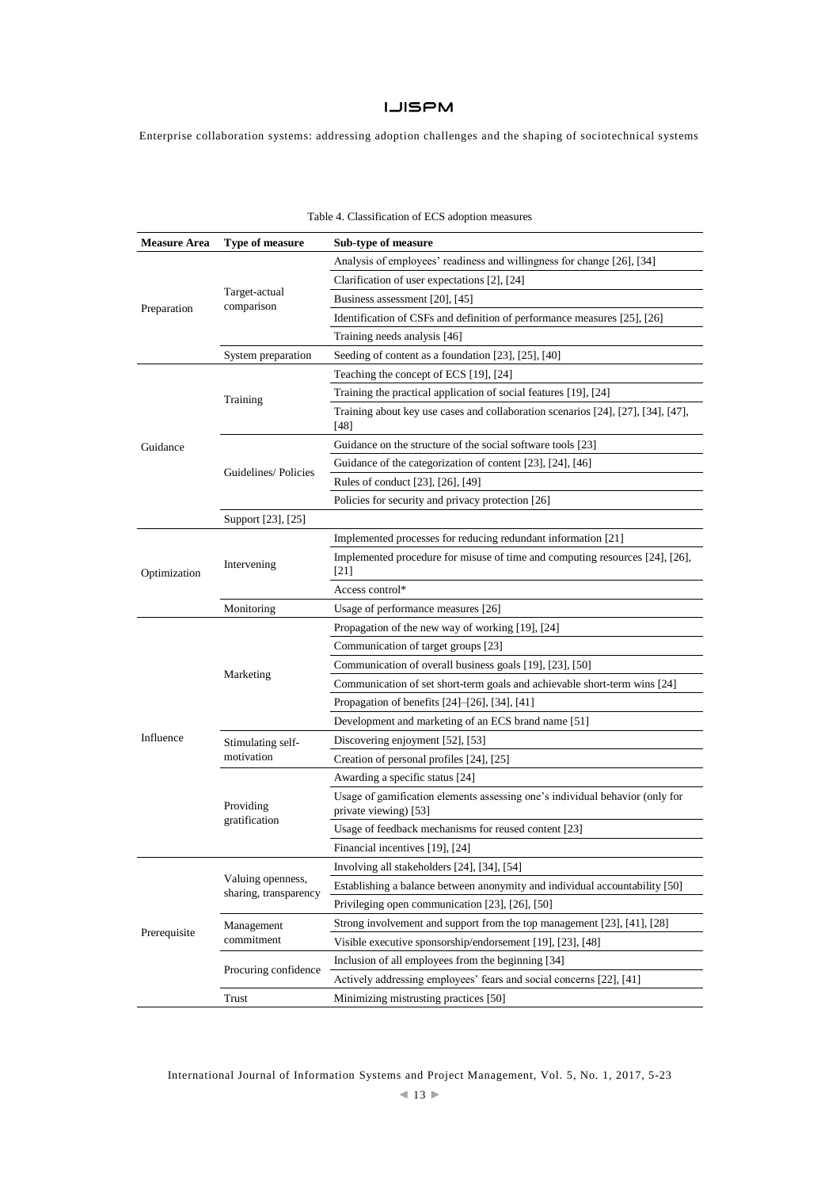Table 4. Classification of ECS adoption measures

| Measure Area | Type of measure | Sub-type of measure |
|---|---|---|
| Preparation | Target-actual comparison | Analysis of employees' readiness and willingness for change [26], [34] |
| | | Clarification of user expectations [2], [24] |
| | | Business assessment [20], [45] |
| | | Identification of CSFs and definition of performance measures [25], [26] |
| | | Training needs analysis [46] |
| | System preparation | Seeding of content as a foundation [23], [25], [40] |
| Guidance | Training | Teaching the concept of ECS [19], [24] |
| | | Training the practical application of social features [19], [24] |
| | | Training about key use cases and collaboration scenarios [24], [27], [34], [47], [48] |
| | Guidelines/ Policies | Guidance on the structure of the social software tools [23] |
| | | Guidance of the categorization of content [23], [24], [46] |
| | | Rules of conduct [23], [26], [49] |
| | | Policies for security and privacy protection [26] |
| | Support [23], [25] | |
| Optimization | Intervening | Implemented processes for reducing redundant information [21] |
| | | Implemented procedure for misuse of time and computing resources [24], [26], [21] |
| | | Access control* |
| | Monitoring | Usage of performance measures [26] |
| Influence | Marketing | Propagation of the new way of working [19], [24] |
| | | Communication of target groups [23] |
| | | Communication of overall business goals [19], [23], [50] |
| | | Communication of set short-term goals and achievable short-term wins [24] |
| | | Propagation of benefits [24]–[26], [34], [41] |
| | | Development and marketing of an ECS brand name [51] |
| | Stimulating self-motivation | Discovering enjoyment [52], [53] |
| | | Creation of personal profiles [24], [25] |
| | Providing gratification | Awarding a specific status [24] |
| | | Usage of gamification elements assessing one's individual behavior (only for private viewing) [53] |
| | | Usage of feedback mechanisms for reused content [23] |
| | | Financial incentives [19], [24] |
| Prerequisite | Valuing openness, sharing, transparency | Involving all stakeholders [24], [34], [54] |
| | | Establishing a balance between anonymity and individual accountability [50] |
| | | Privileging open communication [23], [26], [50] |
| | Management commitment | Strong involvement and support from the top management [23], [41], [28] |
| | | Visible executive sponsorship/endorsement [19], [23], [48] |
| | Procuring confidence | Inclusion of all employees from the beginning [34] |
| | | Actively addressing employees' fears and social concerns [22], [41] |
| | Trust | Minimizing mistrusting practices [50] |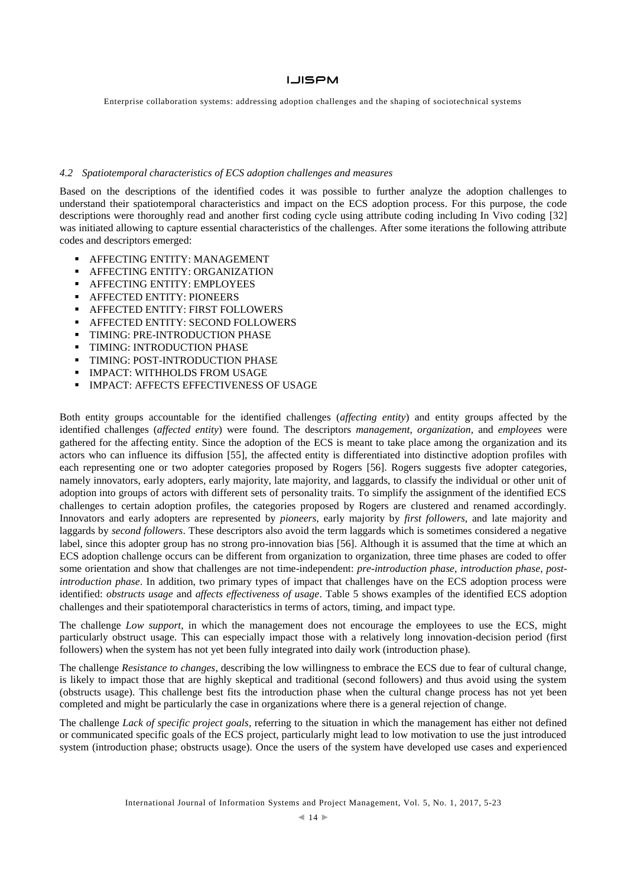### *4.2 Spatiotemporal characteristics of ECS adoption challenges and measures*

Based on the descriptions of the identified codes it was possible to further analyze the adoption challenges to understand their spatiotemporal characteristics and impact on the ECS adoption process. For this purpose, the code descriptions were thoroughly read and another first coding cycle using attribute coding including In Vivo coding [32] was initiated allowing to capture essential characteristics of the challenges. After some iterations the following attribute codes and descriptors emerged:

- AFFECTING ENTITY: MANAGEMENT
- AFFECTING ENTITY: ORGANIZATION
- AFFECTING ENTITY: EMPLOYEES
- AFFECTED ENTITY: PIONEERS
- AFFECTED ENTITY: FIRST FOLLOWERS
- AFFECTED ENTITY: SECOND FOLLOWERS
- TIMING: PRE-INTRODUCTION PHASE
- TIMING: INTRODUCTION PHASE
- TIMING: POST-INTRODUCTION PHASE
- IMPACT: WITHHOLDS FROM USAGE
- IMPACT: AFFECTS EFFECTIVENESS OF USAGE

Both entity groups accountable for the identified challenges (*affecting entity*) and entity groups affected by the identified challenges (*affected entity*) were found. The descriptors *management*, *organization*, and *employees* were gathered for the affecting entity. Since the adoption of the ECS is meant to take place among the organization and its actors who can influence its diffusion [55], the affected entity is differentiated into distinctive adoption profiles with each representing one or two adopter categories proposed by Rogers [56]. Rogers suggests five adopter categories, namely innovators, early adopters, early majority, late majority, and laggards, to classify the individual or other unit of adoption into groups of actors with different sets of personality traits. To simplify the assignment of the identified ECS challenges to certain adoption profiles, the categories proposed by Rogers are clustered and renamed accordingly. Innovators and early adopters are represented by *pioneers*, early majority by *first followers*, and late majority and laggards by *second followers*. These descriptors also avoid the term laggards which is sometimes considered a negative label, since this adopter group has no strong pro-innovation bias [56]. Although it is assumed that the time at which an ECS adoption challenge occurs can be different from organization to organization, three time phases are coded to offer some orientation and show that challenges are not time-independent: *pre-introduction phase*, *introduction phase*, *post-introduction phase*. In addition, two primary types of impact that challenges have on the ECS adoption process were identified: *obstructs usage* and *affects effectiveness of usage*. Table 5 shows examples of the identified ECS adoption challenges and their spatiotemporal characteristics in terms of actors, timing, and impact type.

The challenge *Low support*, in which the management does not encourage the employees to use the ECS, might particularly obstruct usage. This can especially impact those with a relatively long innovation-decision period (first followers) when the system has not yet been fully integrated into daily work (introduction phase).

The challenge *Resistance to changes*, describing the low willingness to embrace the ECS due to fear of cultural change, is likely to impact those that are highly skeptical and traditional (second followers) and thus avoid using the system (obstructs usage). This challenge best fits the introduction phase when the cultural change process has not yet been completed and might be particularly the case in organizations where there is a general rejection of change.

The challenge *Lack of specific project goals*, referring to the situation in which the management has either not defined or communicated specific goals of the ECS project, particularly might lead to low motivation to use the just introduced system (introduction phase; obstructs usage). Once the users of the system have developed use cases and experienced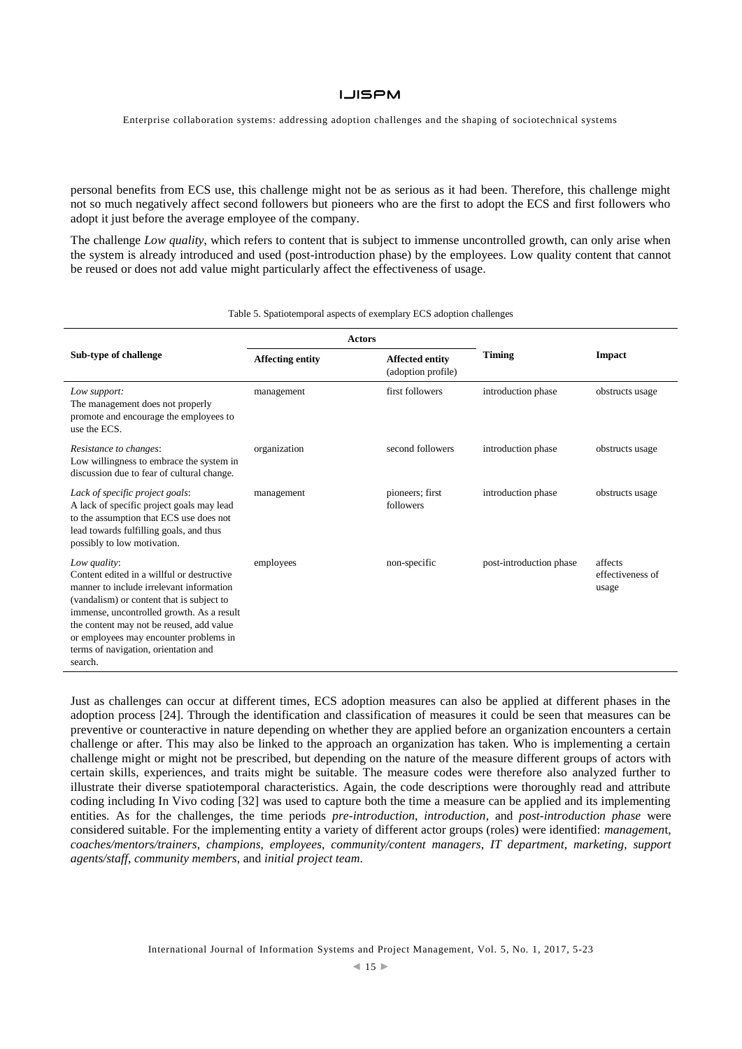personal benefits from ECS use, this challenge might not be as serious as it had been. Therefore, this challenge might not so much negatively affect second followers but pioneers who are the first to adopt the ECS and first followers who adopt it just before the average employee of the company.

The challenge *Low quality*, which refers to content that is subject to immense uncontrolled growth, can only arise when the system is already introduced and used (post-introduction phase) by the employees. Low quality content that cannot be reused or does not add value might particularly affect the effectiveness of usage.

Table 5. Spatiotemporal aspects of exemplary ECS adoption challenges

| Sub-type of challenge | Actors | | Timing | Impact |
|---|---|---|---|---|
| | **Affecting entity** | **Affected entity** (adoption profile) | | |
| *Low support:* The management does not properly promote and encourage the employees to use the ECS. | management | first followers | introduction phase | obstructs usage |
| *Resistance to changes*: Low willingness to embrace the system in discussion due to fear of cultural change. | organization | second followers | introduction phase | obstructs usage |
| *Lack of specific project goals*: A lack of specific project goals may lead to the assumption that ECS use does not lead towards fulfilling goals, and thus possibly to low motivation. | management | pioneers; first followers | introduction phase | obstructs usage |
| *Low quality*: Content edited in a willful or destructive manner to include irrelevant information (vandalism) or content that is subject to immense, uncontrolled growth. As a result the content may not be reused, add value or employees may encounter problems in terms of navigation, orientation and search. | employees | non-specific | post-introduction phase | affects effectiveness of usage |

Just as challenges can occur at different times, ECS adoption measures can also be applied at different phases in the adoption process [24]. Through the identification and classification of measures it could be seen that measures can be preventive or counteractive in nature depending on whether they are applied before an organization encounters a certain challenge or after. This may also be linked to the approach an organization has taken. Who is implementing a certain challenge might or might not be prescribed, but depending on the nature of the measure different groups of actors with certain skills, experiences, and traits might be suitable. The measure codes were therefore also analyzed further to illustrate their diverse spatiotemporal characteristics. Again, the code descriptions were thoroughly read and attribute coding including In Vivo coding [32] was used to capture both the time a measure can be applied and its implementing entities. As for the challenges, the time periods *pre-introduction*, *introduction*, and *post-introduction phase* were considered suitable. For the implementing entity a variety of different actor groups (roles) were identified: *management*, *coaches/mentors/trainers*, *champions*, *employees*, *community/content managers*, *IT department*, *marketing*, *support agents/staff*, *community members*, and *initial project team*.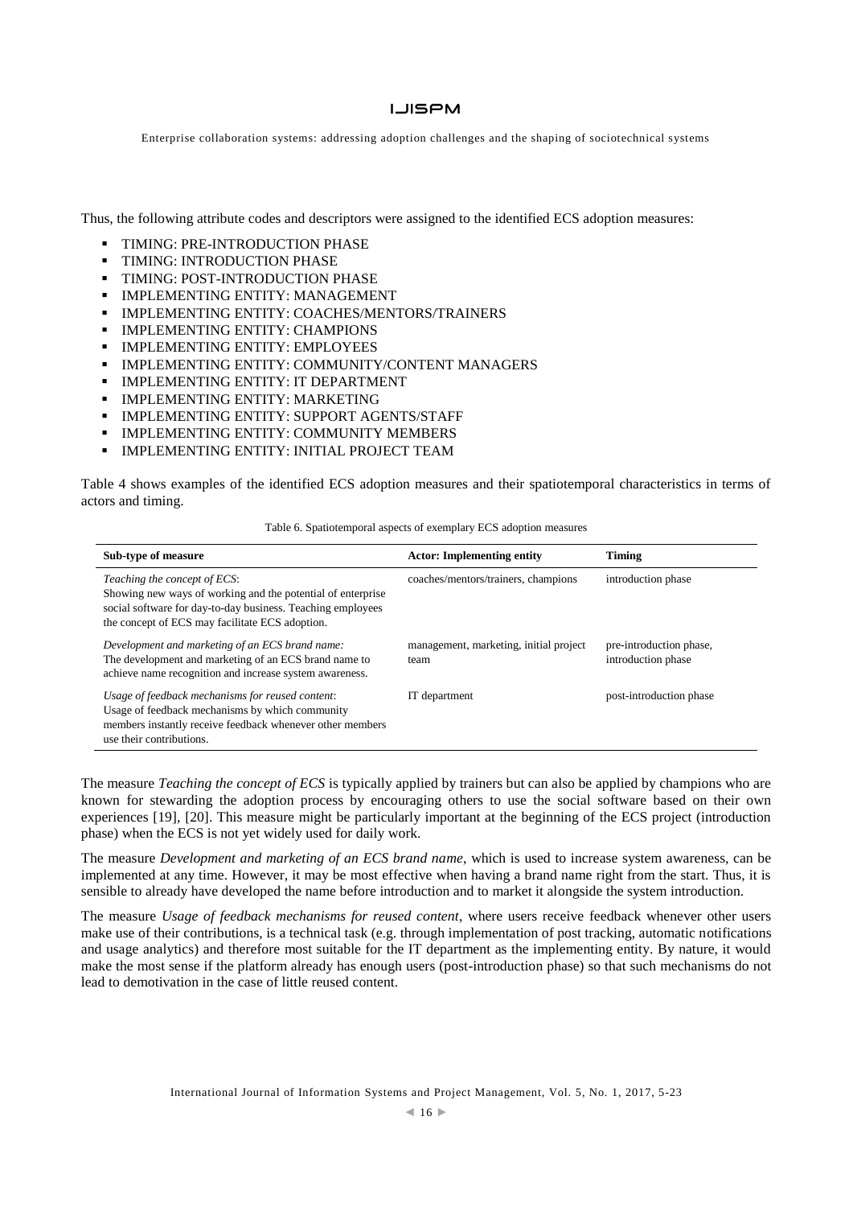Thus, the following attribute codes and descriptors were assigned to the identified ECS adoption measures:

- TIMING: PRE-INTRODUCTION PHASE
- TIMING: INTRODUCTION PHASE
- TIMING: POST-INTRODUCTION PHASE
- IMPLEMENTING ENTITY: MANAGEMENT
- IMPLEMENTING ENTITY: COACHES/MENTORS/TRAINERS
- IMPLEMENTING ENTITY: CHAMPIONS
- IMPLEMENTING ENTITY: EMPLOYEES
- IMPLEMENTING ENTITY: COMMUNITY/CONTENT MANAGERS
- IMPLEMENTING ENTITY: IT DEPARTMENT
- IMPLEMENTING ENTITY: MARKETING
- IMPLEMENTING ENTITY: SUPPORT AGENTS/STAFF
- IMPLEMENTING ENTITY: COMMUNITY MEMBERS
- IMPLEMENTING ENTITY: INITIAL PROJECT TEAM

Table 4 shows examples of the identified ECS adoption measures and their spatiotemporal characteristics in terms of actors and timing.

Table 6. Spatiotemporal aspects of exemplary ECS adoption measures

| Sub-type of measure | Actor: Implementing entity | Timing |
|---|---|---|
| *Teaching the concept of ECS*: Showing new ways of working and the potential of enterprise social software for day-to-day business. Teaching employees the concept of ECS may facilitate ECS adoption. | coaches/mentors/trainers, champions | introduction phase |
| *Development and marketing of an ECS brand name:* The development and marketing of an ECS brand name to achieve name recognition and increase system awareness. | management, marketing, initial project team | pre-introduction phase, introduction phase |
| *Usage of feedback mechanisms for reused content*: Usage of feedback mechanisms by which community members instantly receive feedback whenever other members use their contributions. | IT department | post-introduction phase |

The measure *Teaching the concept of ECS* is typically applied by trainers but can also be applied by champions who are known for stewarding the adoption process by encouraging others to use the social software based on their own experiences [19], [20]. This measure might be particularly important at the beginning of the ECS project (introduction phase) when the ECS is not yet widely used for daily work.

The measure *Development and marketing of an ECS brand name*, which is used to increase system awareness, can be implemented at any time. However, it may be most effective when having a brand name right from the start. Thus, it is sensible to already have developed the name before introduction and to market it alongside the system introduction.

The measure *Usage of feedback mechanisms for reused content*, where users receive feedback whenever other users make use of their contributions, is a technical task (e.g. through implementation of post tracking, automatic notifications and usage analytics) and therefore most suitable for the IT department as the implementing entity. By nature, it would make the most sense if the platform already has enough users (post-introduction phase) so that such mechanisms do not lead to demotivation in the case of little reused content.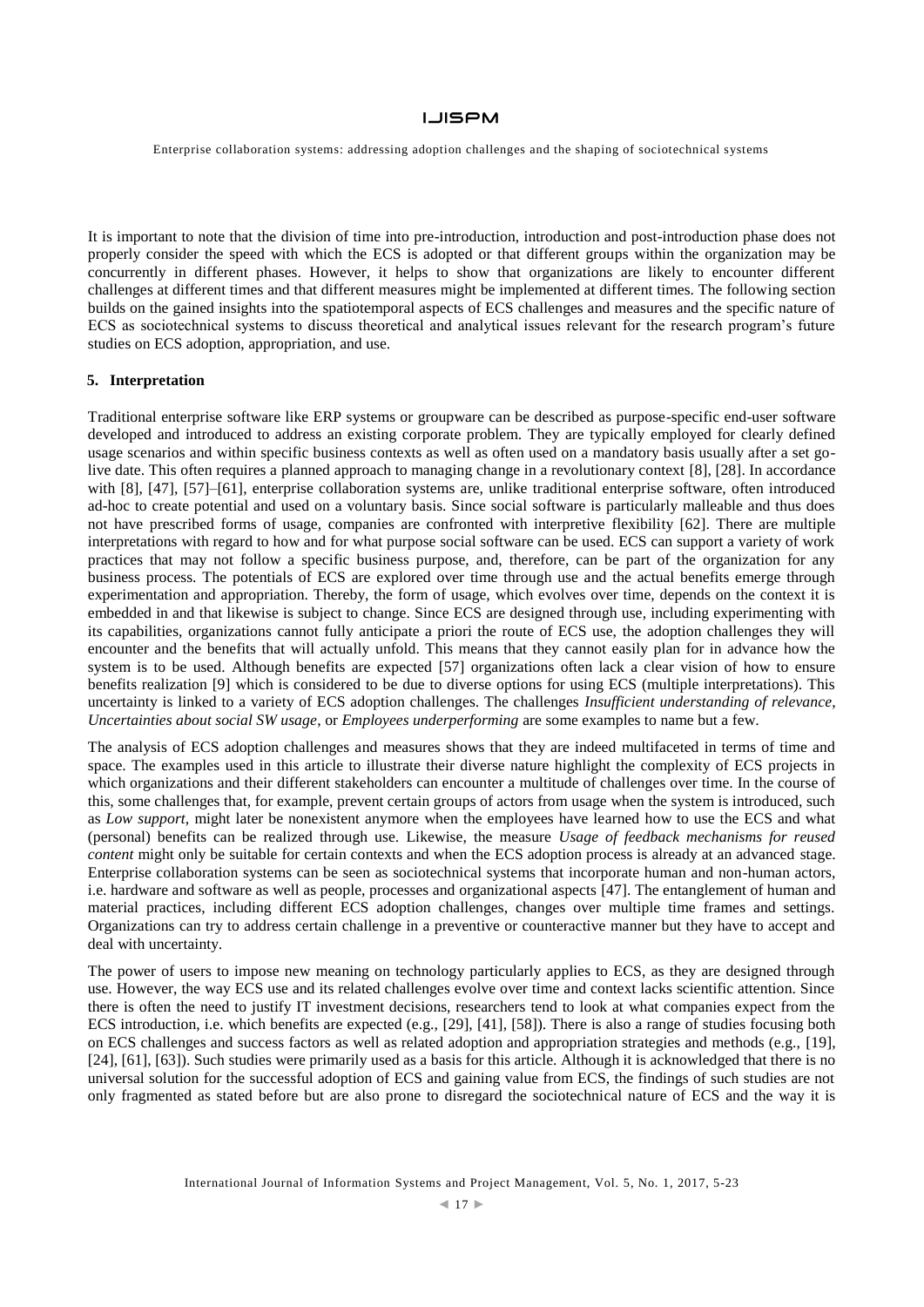It is important to note that the division of time into pre-introduction, introduction and post-introduction phase does not properly consider the speed with which the ECS is adopted or that different groups within the organization may be concurrently in different phases. However, it helps to show that organizations are likely to encounter different challenges at different times and that different measures might be implemented at different times. The following section builds on the gained insights into the spatiotemporal aspects of ECS challenges and measures and the specific nature of ECS as sociotechnical systems to discuss theoretical and analytical issues relevant for the research program's future studies on ECS adoption, appropriation, and use.

## 5. Interpretation

Traditional enterprise software like ERP systems or groupware can be described as purpose-specific end-user software developed and introduced to address an existing corporate problem. They are typically employed for clearly defined usage scenarios and within specific business contexts as well as often used on a mandatory basis usually after a set go-live date. This often requires a planned approach to managing change in a revolutionary context [8], [28]. In accordance with [8], [47], [57]–[61], enterprise collaboration systems are, unlike traditional enterprise software, often introduced ad-hoc to create potential and used on a voluntary basis. Since social software is particularly malleable and thus does not have prescribed forms of usage, companies are confronted with interpretive flexibility [62]. There are multiple interpretations with regard to how and for what purpose social software can be used. ECS can support a variety of work practices that may not follow a specific business purpose, and, therefore, can be part of the organization for any business process. The potentials of ECS are explored over time through use and the actual benefits emerge through experimentation and appropriation. Thereby, the form of usage, which evolves over time, depends on the context it is embedded in and that likewise is subject to change. Since ECS are designed through use, including experimenting with its capabilities, organizations cannot fully anticipate a priori the route of ECS use, the adoption challenges they will encounter and the benefits that will actually unfold. This means that they cannot easily plan for in advance how the system is to be used. Although benefits are expected [57] organizations often lack a clear vision of how to ensure benefits realization [9] which is considered to be due to diverse options for using ECS (multiple interpretations). This uncertainty is linked to a variety of ECS adoption challenges. The challenges *Insufficient understanding of relevance*, *Uncertainties about social SW usage*, or *Employees underperforming* are some examples to name but a few.

The analysis of ECS adoption challenges and measures shows that they are indeed multifaceted in terms of time and space. The examples used in this article to illustrate their diverse nature highlight the complexity of ECS projects in which organizations and their different stakeholders can encounter a multitude of challenges over time. In the course of this, some challenges that, for example, prevent certain groups of actors from usage when the system is introduced, such as *Low support*, might later be nonexistent anymore when the employees have learned how to use the ECS and what (personal) benefits can be realized through use. Likewise, the measure *Usage of feedback mechanisms for reused content* might only be suitable for certain contexts and when the ECS adoption process is already at an advanced stage. Enterprise collaboration systems can be seen as sociotechnical systems that incorporate human and non-human actors, i.e. hardware and software as well as people, processes and organizational aspects [47]. The entanglement of human and material practices, including different ECS adoption challenges, changes over multiple time frames and settings. Organizations can try to address certain challenge in a preventive or counteractive manner but they have to accept and deal with uncertainty.

The power of users to impose new meaning on technology particularly applies to ECS, as they are designed through use. However, the way ECS use and its related challenges evolve over time and context lacks scientific attention. Since there is often the need to justify IT investment decisions, researchers tend to look at what companies expect from the ECS introduction, i.e. which benefits are expected (e.g., [29], [41], [58]). There is also a range of studies focusing both on ECS challenges and success factors as well as related adoption and appropriation strategies and methods (e.g., [19], [24], [61], [63]). Such studies were primarily used as a basis for this article. Although it is acknowledged that there is no universal solution for the successful adoption of ECS and gaining value from ECS, the findings of such studies are not only fragmented as stated before but are also prone to disregard the sociotechnical nature of ECS and the way it is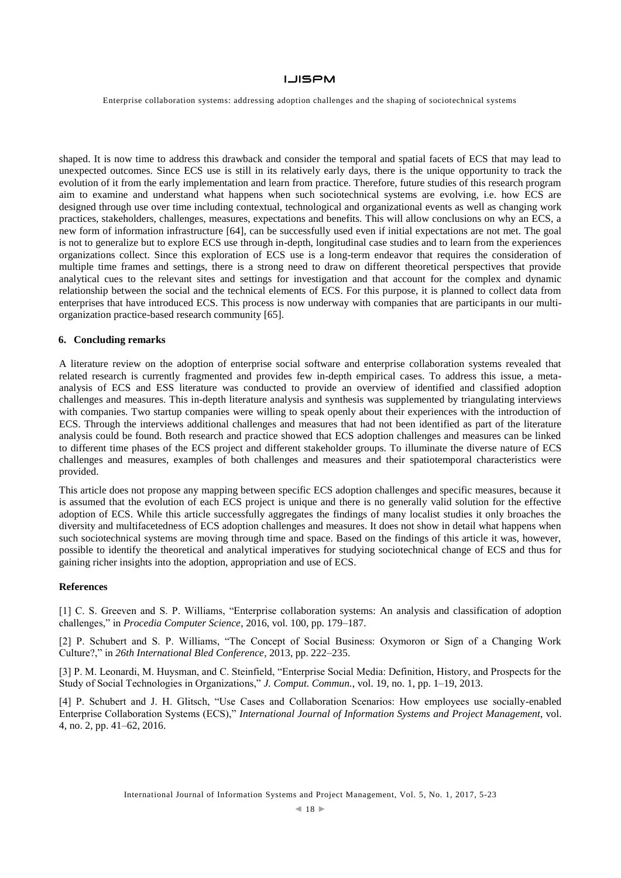shaped. It is now time to address this drawback and consider the temporal and spatial facets of ECS that may lead to unexpected outcomes. Since ECS use is still in its relatively early days, there is the unique opportunity to track the evolution of it from the early implementation and learn from practice. Therefore, future studies of this research program aim to examine and understand what happens when such sociotechnical systems are evolving, i.e. how ECS are designed through use over time including contextual, technological and organizational events as well as changing work practices, stakeholders, challenges, measures, expectations and benefits. This will allow conclusions on why an ECS, a new form of information infrastructure [64], can be successfully used even if initial expectations are not met. The goal is not to generalize but to explore ECS use through in-depth, longitudinal case studies and to learn from the experiences organizations collect. Since this exploration of ECS use is a long-term endeavor that requires the consideration of multiple time frames and settings, there is a strong need to draw on different theoretical perspectives that provide analytical cues to the relevant sites and settings for investigation and that account for the complex and dynamic relationship between the social and the technical elements of ECS. For this purpose, it is planned to collect data from enterprises that have introduced ECS. This process is now underway with companies that are participants in our multi-organization practice-based research community [65].

## 6. Concluding remarks

A literature review on the adoption of enterprise social software and enterprise collaboration systems revealed that related research is currently fragmented and provides few in-depth empirical cases. To address this issue, a meta-analysis of ECS and ESS literature was conducted to provide an overview of identified and classified adoption challenges and measures. This in-depth literature analysis and synthesis was supplemented by triangulating interviews with companies. Two startup companies were willing to speak openly about their experiences with the introduction of ECS. Through the interviews additional challenges and measures that had not been identified as part of the literature analysis could be found. Both research and practice showed that ECS adoption challenges and measures can be linked to different time phases of the ECS project and different stakeholder groups. To illuminate the diverse nature of ECS challenges and measures, examples of both challenges and measures and their spatiotemporal characteristics were provided.

This article does not propose any mapping between specific ECS adoption challenges and specific measures, because it is assumed that the evolution of each ECS project is unique and there is no generally valid solution for the effective adoption of ECS. While this article successfully aggregates the findings of many localist studies it only broaches the diversity and multifacetedness of ECS adoption challenges and measures. It does not show in detail what happens when such sociotechnical systems are moving through time and space. Based on the findings of this article it was, however, possible to identify the theoretical and analytical imperatives for studying sociotechnical change of ECS and thus for gaining richer insights into the adoption, appropriation and use of ECS.

## References

[1] C. S. Greeven and S. P. Williams, "Enterprise collaboration systems: An analysis and classification of adoption challenges," in *Procedia Computer Science*, 2016, vol. 100, pp. 179–187.

[2] P. Schubert and S. P. Williams, "The Concept of Social Business: Oxymoron or Sign of a Changing Work Culture?," in *26th International Bled Conference*, 2013, pp. 222–235.

[3] P. M. Leonardi, M. Huysman, and C. Steinfield, "Enterprise Social Media: Definition, History, and Prospects for the Study of Social Technologies in Organizations," *J. Comput. Commun.*, vol. 19, no. 1, pp. 1–19, 2013.

[4] P. Schubert and J. H. Glitsch, "Use Cases and Collaboration Scenarios: How employees use socially-enabled Enterprise Collaboration Systems (ECS)," *International Journal of Information Systems and Project Management*, vol. 4, no. 2, pp. 41–62, 2016.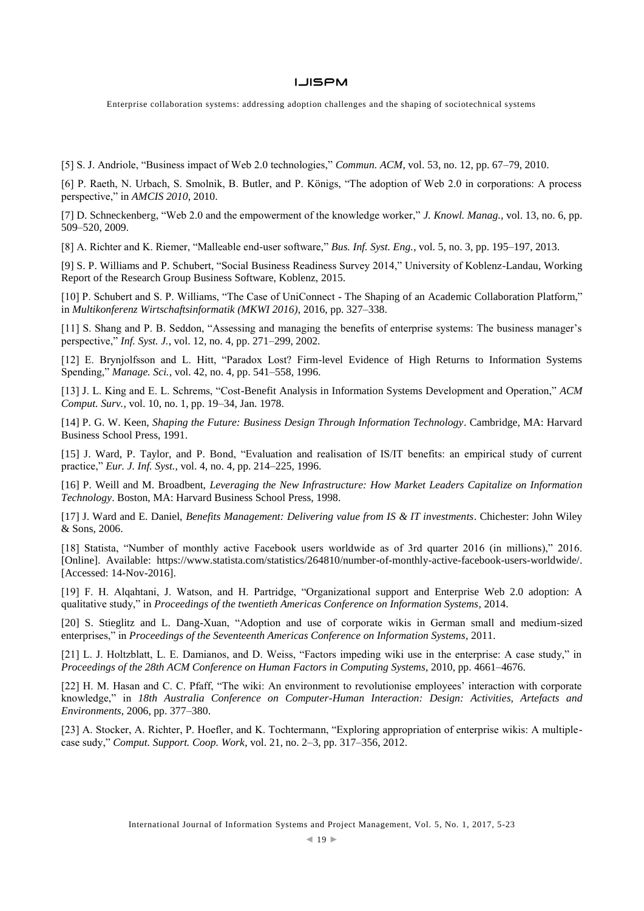[5] S. J. Andriole, "Business impact of Web 2.0 technologies," *Commun. ACM*, vol. 53, no. 12, pp. 67–79, 2010.

[6] P. Raeth, N. Urbach, S. Smolnik, B. Butler, and P. Königs, "The adoption of Web 2.0 in corporations: A process perspective," in *AMCIS 2010*, 2010.

[7] D. Schneckenberg, "Web 2.0 and the empowerment of the knowledge worker," *J. Knowl. Manag.*, vol. 13, no. 6, pp. 509–520, 2009.

[8] A. Richter and K. Riemer, "Malleable end-user software," *Bus. Inf. Syst. Eng.*, vol. 5, no. 3, pp. 195–197, 2013.

[9] S. P. Williams and P. Schubert, "Social Business Readiness Survey 2014," University of Koblenz-Landau, Working Report of the Research Group Business Software, Koblenz, 2015.

[10] P. Schubert and S. P. Williams, "The Case of UniConnect - The Shaping of an Academic Collaboration Platform," in *Multikonferenz Wirtschaftsinformatik (MKWI 2016)*, 2016, pp. 327–338.

[11] S. Shang and P. B. Seddon, "Assessing and managing the benefits of enterprise systems: The business manager's perspective," *Inf. Syst. J.*, vol. 12, no. 4, pp. 271–299, 2002.

[12] E. Brynjolfsson and L. Hitt, "Paradox Lost? Firm-level Evidence of High Returns to Information Systems Spending," *Manage. Sci.*, vol. 42, no. 4, pp. 541–558, 1996.

[13] J. L. King and E. L. Schrems, "Cost-Benefit Analysis in Information Systems Development and Operation," *ACM Comput. Surv.*, vol. 10, no. 1, pp. 19–34, Jan. 1978.

[14] P. G. W. Keen, *Shaping the Future: Business Design Through Information Technology*. Cambridge, MA: Harvard Business School Press, 1991.

[15] J. Ward, P. Taylor, and P. Bond, "Evaluation and realisation of IS/IT benefits: an empirical study of current practice," *Eur. J. Inf. Syst.*, vol. 4, no. 4, pp. 214–225, 1996.

[16] P. Weill and M. Broadbent, *Leveraging the New Infrastructure: How Market Leaders Capitalize on Information Technology*. Boston, MA: Harvard Business School Press, 1998.

[17] J. Ward and E. Daniel, *Benefits Management: Delivering value from IS & IT investments*. Chichester: John Wiley & Sons, 2006.

[18] Statista, "Number of monthly active Facebook users worldwide as of 3rd quarter 2016 (in millions)," 2016. [Online]. Available: https://www.statista.com/statistics/264810/number-of-monthly-active-facebook-users-worldwide/. [Accessed: 14-Nov-2016].

[19] F. H. Alqahtani, J. Watson, and H. Partridge, "Organizational support and Enterprise Web 2.0 adoption: A qualitative study," in *Proceedings of the twentieth Americas Conference on Information Systems*, 2014.

[20] S. Stieglitz and L. Dang-Xuan, "Adoption and use of corporate wikis in German small and medium-sized enterprises," in *Proceedings of the Seventeenth Americas Conference on Information Systems*, 2011.

[21] L. J. Holtzblatt, L. E. Damianos, and D. Weiss, "Factors impeding wiki use in the enterprise: A case study," in *Proceedings of the 28th ACM Conference on Human Factors in Computing Systems*, 2010, pp. 4661–4676.

[22] H. M. Hasan and C. C. Pfaff, "The wiki: An environment to revolutionise employees' interaction with corporate knowledge," in *18th Australia Conference on Computer-Human Interaction: Design: Activities, Artefacts and Environments*, 2006, pp. 377–380.

[23] A. Stocker, A. Richter, P. Hoefler, and K. Tochtermann, "Exploring appropriation of enterprise wikis: A multiple-case sudy," *Comput. Support. Coop. Work*, vol. 21, no. 2–3, pp. 317–356, 2012.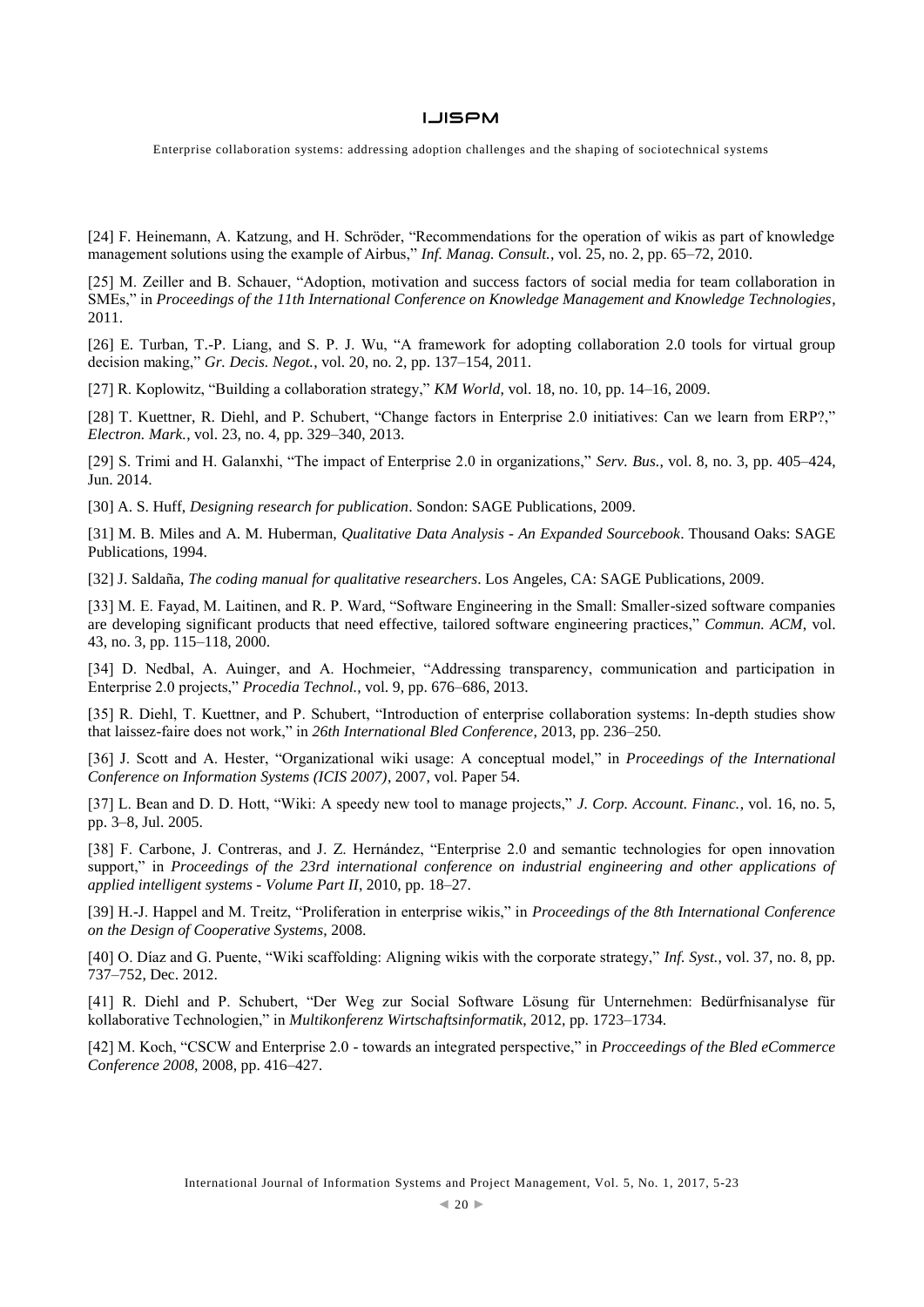[24] F. Heinemann, A. Katzung, and H. Schröder, "Recommendations for the operation of wikis as part of knowledge management solutions using the example of Airbus," *Inf. Manag. Consult.*, vol. 25, no. 2, pp. 65–72, 2010.

[25] M. Zeiller and B. Schauer, "Adoption, motivation and success factors of social media for team collaboration in SMEs," in *Proceedings of the 11th International Conference on Knowledge Management and Knowledge Technologies*, 2011.

[26] E. Turban, T.-P. Liang, and S. P. J. Wu, "A framework for adopting collaboration 2.0 tools for virtual group decision making," *Gr. Decis. Negot.*, vol. 20, no. 2, pp. 137–154, 2011.

[27] R. Koplowitz, "Building a collaboration strategy," *KM World*, vol. 18, no. 10, pp. 14–16, 2009.

[28] T. Kuettner, R. Diehl, and P. Schubert, "Change factors in Enterprise 2.0 initiatives: Can we learn from ERP?," *Electron. Mark.*, vol. 23, no. 4, pp. 329–340, 2013.

[29] S. Trimi and H. Galanxhi, "The impact of Enterprise 2.0 in organizations," *Serv. Bus.*, vol. 8, no. 3, pp. 405–424, Jun. 2014.

[30] A. S. Huff, *Designing research for publication*. Sondon: SAGE Publications, 2009.

[31] M. B. Miles and A. M. Huberman, *Qualitative Data Analysis - An Expanded Sourcebook*. Thousand Oaks: SAGE Publications, 1994.

[32] J. Saldaña, *The coding manual for qualitative researchers*. Los Angeles, CA: SAGE Publications, 2009.

[33] M. E. Fayad, M. Laitinen, and R. P. Ward, "Software Engineering in the Small: Smaller-sized software companies are developing significant products that need effective, tailored software engineering practices," *Commun. ACM*, vol. 43, no. 3, pp. 115–118, 2000.

[34] D. Nedbal, A. Auinger, and A. Hochmeier, "Addressing transparency, communication and participation in Enterprise 2.0 projects," *Procedia Technol.*, vol. 9, pp. 676–686, 2013.

[35] R. Diehl, T. Kuettner, and P. Schubert, "Introduction of enterprise collaboration systems: In-depth studies show that laissez-faire does not work," in *26th International Bled Conference*, 2013, pp. 236–250.

[36] J. Scott and A. Hester, "Organizational wiki usage: A conceptual model," in *Proceedings of the International Conference on Information Systems (ICIS 2007)*, 2007, vol. Paper 54.

[37] L. Bean and D. D. Hott, "Wiki: A speedy new tool to manage projects," *J. Corp. Account. Financ.*, vol. 16, no. 5, pp. 3–8, Jul. 2005.

[38] F. Carbone, J. Contreras, and J. Z. Hernández, "Enterprise 2.0 and semantic technologies for open innovation support," in *Proceedings of the 23rd international conference on industrial engineering and other applications of applied intelligent systems - Volume Part II*, 2010, pp. 18–27.

[39] H.-J. Happel and M. Treitz, "Proliferation in enterprise wikis," in *Proceedings of the 8th International Conference on the Design of Cooperative Systems*, 2008.

[40] O. Díaz and G. Puente, "Wiki scaffolding: Aligning wikis with the corporate strategy," *Inf. Syst.*, vol. 37, no. 8, pp. 737–752, Dec. 2012.

[41] R. Diehl and P. Schubert, "Der Weg zur Social Software Lösung für Unternehmen: Bedürfnisanalyse für kollaborative Technologien," in *Multikonferenz Wirtschaftsinformatik*, 2012, pp. 1723–1734.

[42] M. Koch, "CSCW and Enterprise 2.0 - towards an integrated perspective," in *Procceedings of the Bled eCommerce Conference 2008*, 2008, pp. 416–427.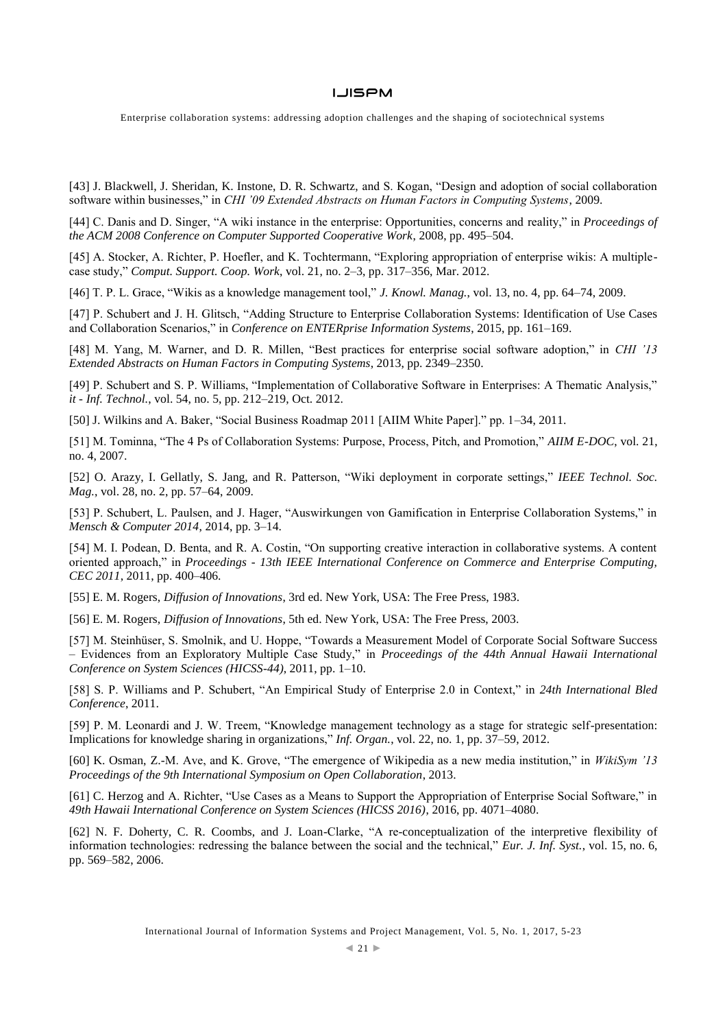[43] J. Blackwell, J. Sheridan, K. Instone, D. R. Schwartz, and S. Kogan, "Design and adoption of social collaboration software within businesses," in *CHI '09 Extended Abstracts on Human Factors in Computing Systems*, 2009.

[44] C. Danis and D. Singer, "A wiki instance in the enterprise: Opportunities, concerns and reality," in *Proceedings of the ACM 2008 Conference on Computer Supported Cooperative Work*, 2008, pp. 495–504.

[45] A. Stocker, A. Richter, P. Hoefler, and K. Tochtermann, "Exploring appropriation of enterprise wikis: A multiple-case study," *Comput. Support. Coop. Work*, vol. 21, no. 2–3, pp. 317–356, Mar. 2012.

[46] T. P. L. Grace, "Wikis as a knowledge management tool," *J. Knowl. Manag.*, vol. 13, no. 4, pp. 64–74, 2009.

[47] P. Schubert and J. H. Glitsch, "Adding Structure to Enterprise Collaboration Systems: Identification of Use Cases and Collaboration Scenarios," in *Conference on ENTERprise Information Systems*, 2015, pp. 161–169.

[48] M. Yang, M. Warner, and D. R. Millen, "Best practices for enterprise social software adoption," in *CHI '13 Extended Abstracts on Human Factors in Computing Systems*, 2013, pp. 2349–2350.

[49] P. Schubert and S. P. Williams, "Implementation of Collaborative Software in Enterprises: A Thematic Analysis," *it - Inf. Technol.*, vol. 54, no. 5, pp. 212–219, Oct. 2012.

[50] J. Wilkins and A. Baker, "Social Business Roadmap 2011 [AIIM White Paper]." pp. 1–34, 2011.

[51] M. Tominna, "The 4 Ps of Collaboration Systems: Purpose, Process, Pitch, and Promotion," *AIIM E-DOC*, vol. 21, no. 4, 2007.

[52] O. Arazy, I. Gellatly, S. Jang, and R. Patterson, "Wiki deployment in corporate settings," *IEEE Technol. Soc. Mag.*, vol. 28, no. 2, pp. 57–64, 2009.

[53] P. Schubert, L. Paulsen, and J. Hager, "Auswirkungen von Gamification in Enterprise Collaboration Systems," in *Mensch & Computer 2014*, 2014, pp. 3–14.

[54] M. I. Podean, D. Benta, and R. A. Costin, "On supporting creative interaction in collaborative systems. A content oriented approach," in *Proceedings - 13th IEEE International Conference on Commerce and Enterprise Computing, CEC 2011*, 2011, pp. 400–406.

[55] E. M. Rogers, *Diffusion of Innovations*, 3rd ed. New York, USA: The Free Press, 1983.

[56] E. M. Rogers, *Diffusion of Innovations*, 5th ed. New York, USA: The Free Press, 2003.

[57] M. Steinhüser, S. Smolnik, and U. Hoppe, "Towards a Measurement Model of Corporate Social Software Success – Evidences from an Exploratory Multiple Case Study," in *Proceedings of the 44th Annual Hawaii International Conference on System Sciences (HICSS-44)*, 2011, pp. 1–10.

[58] S. P. Williams and P. Schubert, "An Empirical Study of Enterprise 2.0 in Context," in *24th International Bled Conference*, 2011.

[59] P. M. Leonardi and J. W. Treem, "Knowledge management technology as a stage for strategic self-presentation: Implications for knowledge sharing in organizations," *Inf. Organ.*, vol. 22, no. 1, pp. 37–59, 2012.

[60] K. Osman, Z.-M. Ave, and K. Grove, "The emergence of Wikipedia as a new media institution," in *WikiSym '13 Proceedings of the 9th International Symposium on Open Collaboration*, 2013.

[61] C. Herzog and A. Richter, "Use Cases as a Means to Support the Appropriation of Enterprise Social Software," in *49th Hawaii International Conference on System Sciences (HICSS 2016)*, 2016, pp. 4071–4080.

[62] N. F. Doherty, C. R. Coombs, and J. Loan-Clarke, "A re-conceptualization of the interpretive flexibility of information technologies: redressing the balance between the social and the technical," *Eur. J. Inf. Syst.*, vol. 15, no. 6, pp. 569–582, 2006.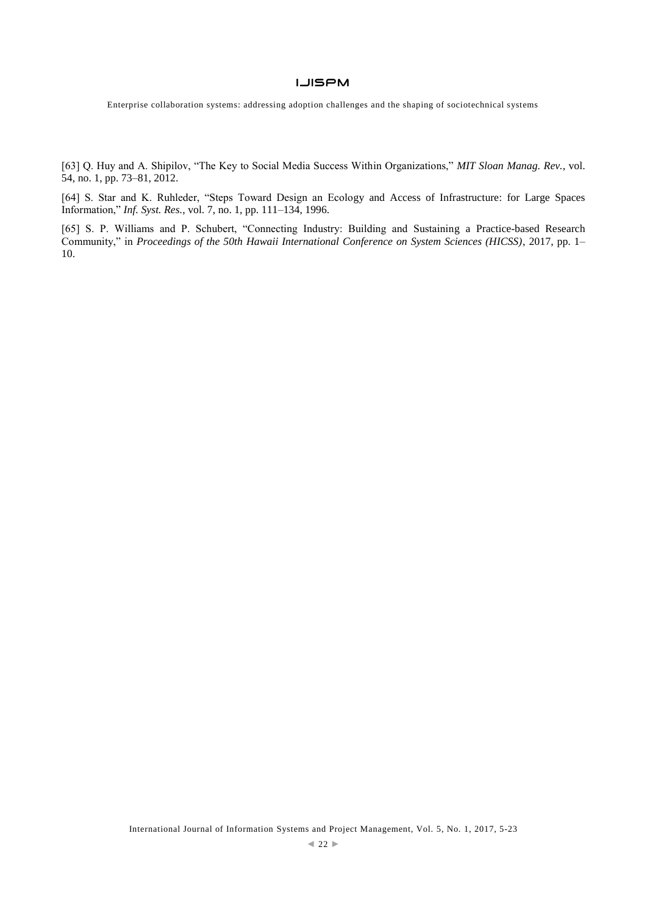[63] Q. Huy and A. Shipilov, "The Key to Social Media Success Within Organizations," *MIT Sloan Manag. Rev.*, vol. 54, no. 1, pp. 73–81, 2012.

[64] S. Star and K. Ruhleder, "Steps Toward Design an Ecology and Access of Infrastructure: for Large Spaces Information," *Inf. Syst. Res.*, vol. 7, no. 1, pp. 111–134, 1996.

[65] S. P. Williams and P. Schubert, "Connecting Industry: Building and Sustaining a Practice-based Research Community," in *Proceedings of the 50th Hawaii International Conference on System Sciences (HICSS)*, 2017, pp. 1–10.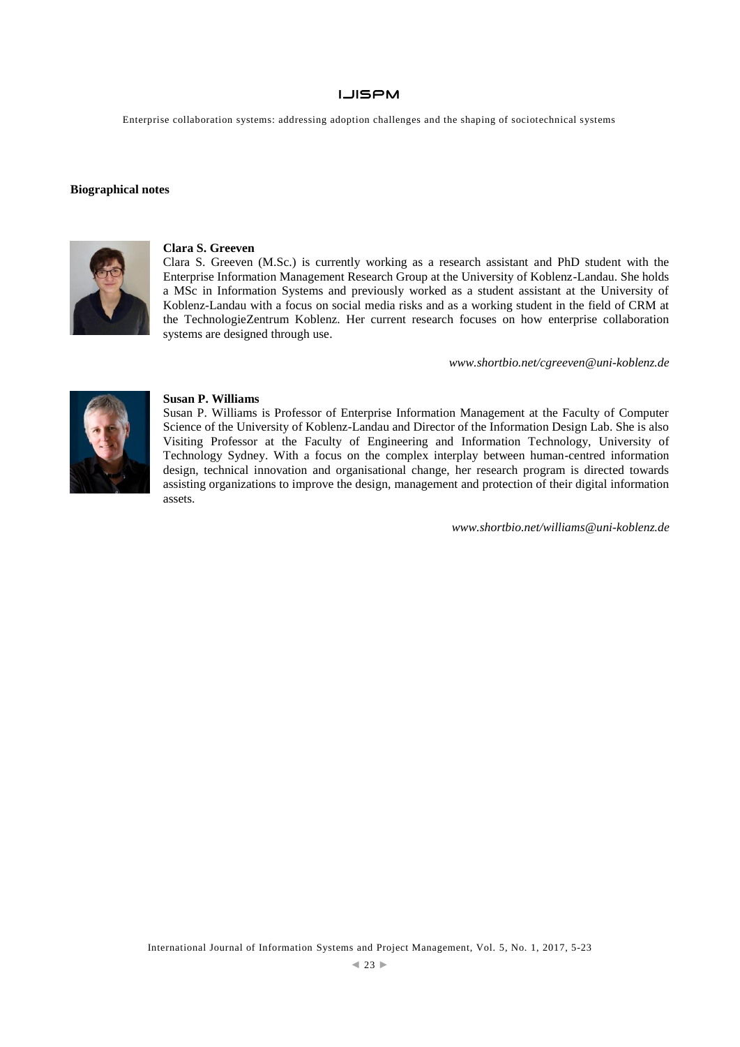**Biographical notes**

**Clara S. Greeven**

Clara S. Greeven (M.Sc.) is currently working as a research assistant and PhD student with the Enterprise Information Management Research Group at the University of Koblenz-Landau. She holds a MSc in Information Systems and previously worked as a student assistant at the University of Koblenz-Landau with a focus on social media risks and as a working student in the field of CRM at the TechnologieZentrum Koblenz. Her current research focuses on how enterprise collaboration systems are designed through use.

*www.shortbio.net/cgreeven@uni-koblenz.de*

**Susan P. Williams**

Susan P. Williams is Professor of Enterprise Information Management at the Faculty of Computer Science of the University of Koblenz-Landau and Director of the Information Design Lab. She is also Visiting Professor at the Faculty of Engineering and Information Technology, University of Technology Sydney. With a focus on the complex interplay between human-centred information design, technical innovation and organisational change, her research program is directed towards assisting organizations to improve the design, management and protection of their digital information assets.

*www.shortbio.net/williams@uni-koblenz.de*